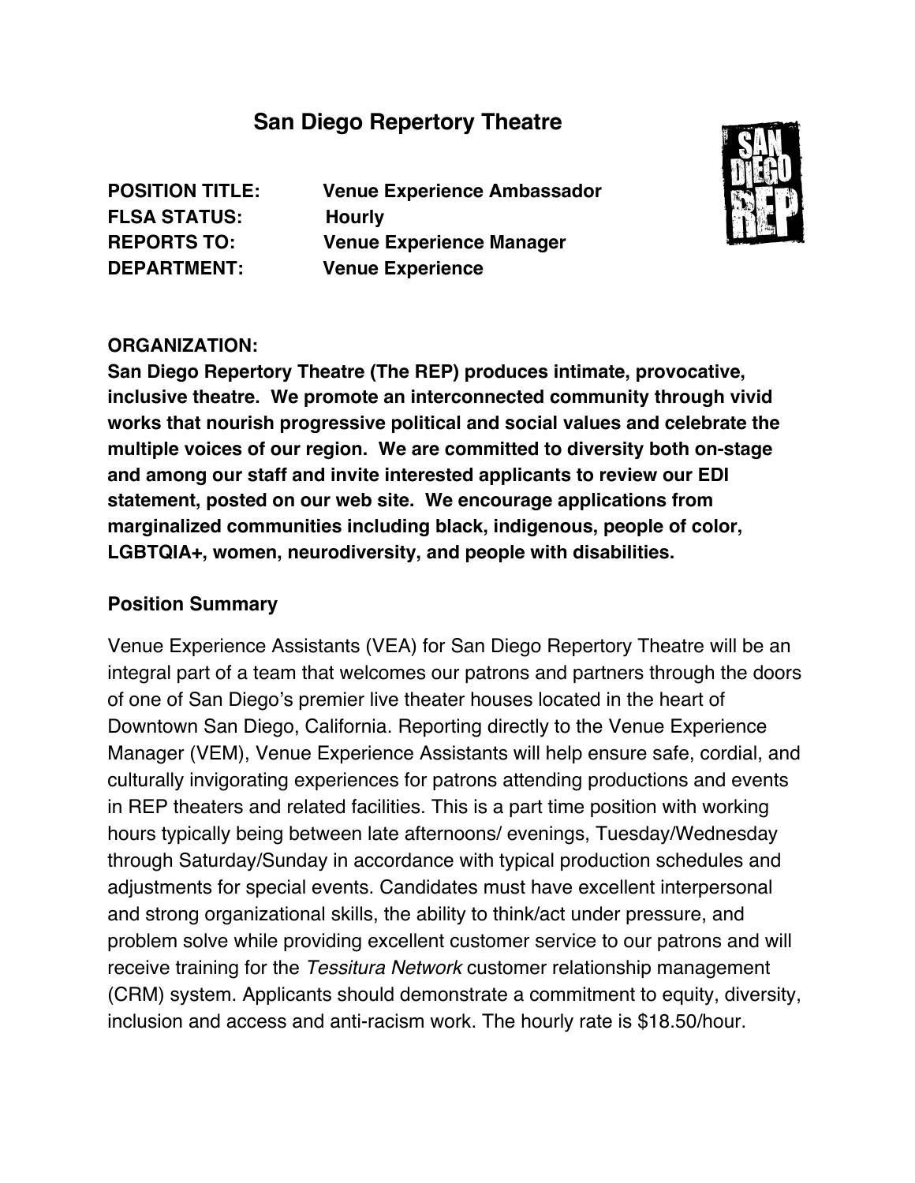# San Diego Repertory Theatre

**POSITION TITLE:** Venue Experience Ambassador
**FLSA STATUS:** Hourly
**REPORTS TO:** Venue Experience Manager
**DEPARTMENT:** Venue Experience

**ORGANIZATION:**
**San Diego Repertory Theatre (The REP) produces intimate, provocative, inclusive theatre. We promote an interconnected community through vivid works that nourish progressive political and social values and celebrate the multiple voices of our region. We are committed to diversity both on-stage and among our staff and invite interested applicants to review our EDI statement, posted on our web site. We encourage applications from marginalized communities including black, indigenous, people of color, LGBTQIA+, women, neurodiversity, and people with disabilities.**

## Position Summary

Venue Experience Assistants (VEA) for San Diego Repertory Theatre will be an integral part of a team that welcomes our patrons and partners through the doors of one of San Diego's premier live theater houses located in the heart of Downtown San Diego, California. Reporting directly to the Venue Experience Manager (VEM), Venue Experience Assistants will help ensure safe, cordial, and culturally invigorating experiences for patrons attending productions and events in REP theaters and related facilities. This is a part time position with working hours typically being between late afternoons/ evenings, Tuesday/Wednesday through Saturday/Sunday in accordance with typical production schedules and adjustments for special events. Candidates must have excellent interpersonal and strong organizational skills, the ability to think/act under pressure, and problem solve while providing excellent customer service to our patrons and will receive training for the *Tessitura Network* customer relationship management (CRM) system. Applicants should demonstrate a commitment to equity, diversity, inclusion and access and anti-racism work. The hourly rate is $18.50/hour.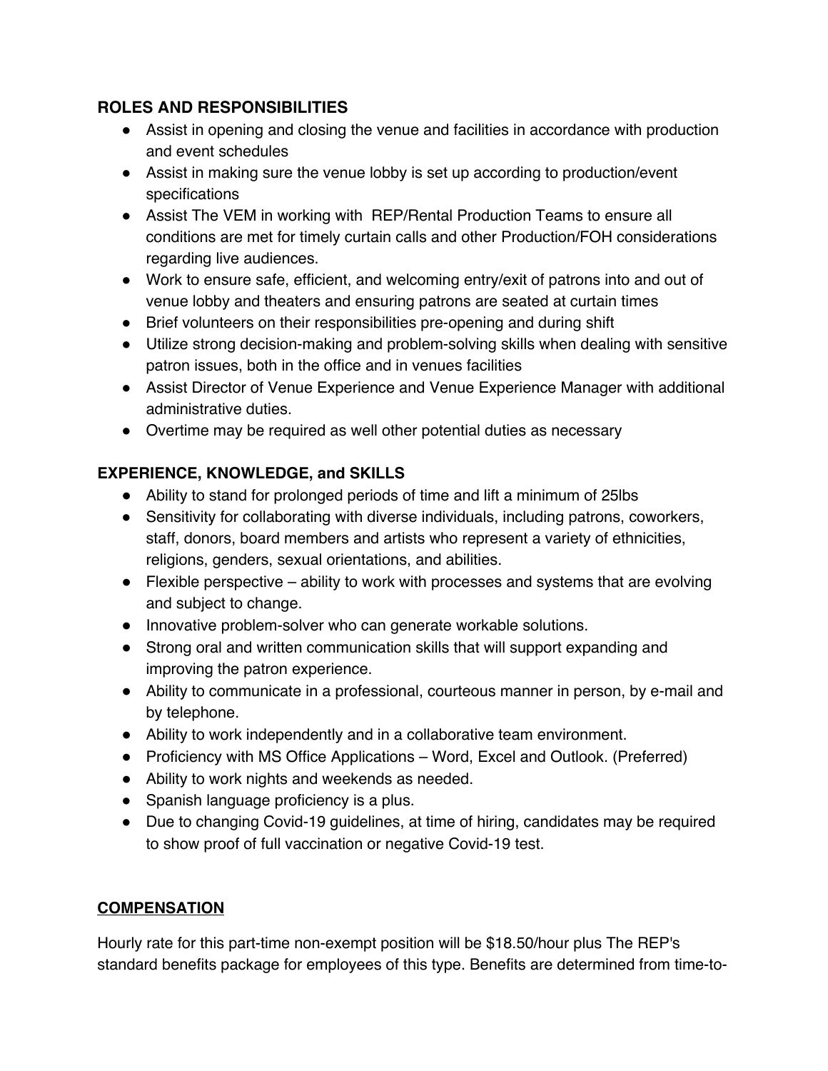**ROLES AND RESPONSIBILITIES**

- Assist in opening and closing the venue and facilities in accordance with production and event schedules
- Assist in making sure the venue lobby is set up according to production/event specifications
- Assist The VEM in working with REP/Rental Production Teams to ensure all conditions are met for timely curtain calls and other Production/FOH considerations regarding live audiences.
- Work to ensure safe, efficient, and welcoming entry/exit of patrons into and out of venue lobby and theaters and ensuring patrons are seated at curtain times
- Brief volunteers on their responsibilities pre-opening and during shift
- Utilize strong decision-making and problem-solving skills when dealing with sensitive patron issues, both in the office and in venues facilities
- Assist Director of Venue Experience and Venue Experience Manager with additional administrative duties.
- Overtime may be required as well other potential duties as necessary

**EXPERIENCE, KNOWLEDGE, and SKILLS**

- Ability to stand for prolonged periods of time and lift a minimum of 25lbs
- Sensitivity for collaborating with diverse individuals, including patrons, coworkers, staff, donors, board members and artists who represent a variety of ethnicities, religions, genders, sexual orientations, and abilities.
- Flexible perspective – ability to work with processes and systems that are evolving and subject to change.
- Innovative problem-solver who can generate workable solutions.
- Strong oral and written communication skills that will support expanding and improving the patron experience.
- Ability to communicate in a professional, courteous manner in person, by e-mail and by telephone.
- Ability to work independently and in a collaborative team environment.
- Proficiency with MS Office Applications – Word, Excel and Outlook. (Preferred)
- Ability to work nights and weekends as needed.
- Spanish language proficiency is a plus.
- Due to changing Covid-19 guidelines, at time of hiring, candidates may be required to show proof of full vaccination or negative Covid-19 test.

**COMPENSATION**

Hourly rate for this part-time non-exempt position will be $18.50/hour plus The REP's standard benefits package for employees of this type. Benefits are determined from time-to-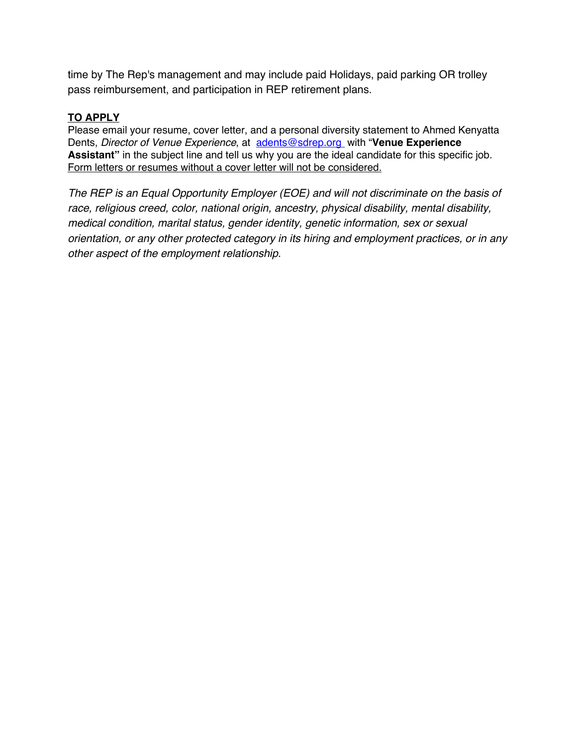time by The Rep's management and may include paid Holidays, paid parking OR trolley pass reimbursement, and participation in REP retirement plans.

**TO APPLY**

Please email your resume, cover letter, and a personal diversity statement to Ahmed Kenyatta Dents, *Director of Venue Experience*, at adents@sdrep.org with "**Venue Experience Assistant"** in the subject line and tell us why you are the ideal candidate for this specific job. Form letters or resumes without a cover letter will not be considered.

*The REP is an Equal Opportunity Employer (EOE) and will not discriminate on the basis of race, religious creed, color, national origin, ancestry, physical disability, mental disability, medical condition, marital status, gender identity, genetic information, sex or sexual orientation, or any other protected category in its hiring and employment practices, or in any other aspect of the employment relationship.*